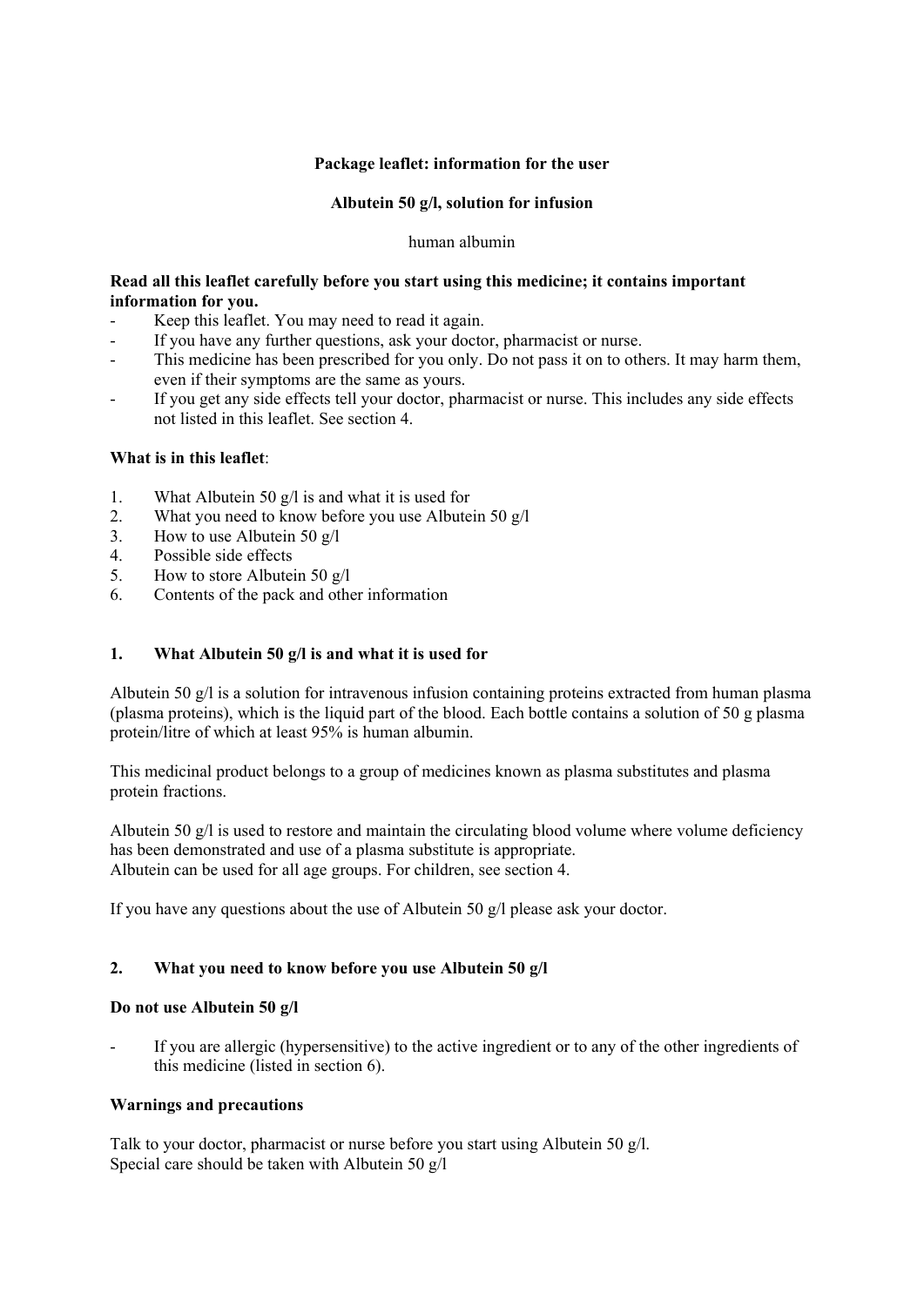**Package leaflet: information for the user**

**Albutein 50 g/l, solution for infusion**

human albumin

**Read all this leaflet carefully before you start using this medicine; it contains important information for you.**

- Keep this leaflet. You may need to read it again.
- If you have any further questions, ask your doctor, pharmacist or nurse.
- This medicine has been prescribed for you only. Do not pass it on to others. It may harm them, even if their symptoms are the same as yours.
- If you get any side effects tell your doctor, pharmacist or nurse. This includes any side effects not listed in this leaflet. See section 4.

**What is in this leaflet**:

1. What Albutein 50 g/l is and what it is used for
2. What you need to know before you use Albutein 50 g/l
3. How to use Albutein 50 g/l
4. Possible side effects
5. How to store Albutein 50 g/l
6. Contents of the pack and other information

## 1. What Albutein 50 g/l is and what it is used for

Albutein 50 g/l is a solution for intravenous infusion containing proteins extracted from human plasma (plasma proteins), which is the liquid part of the blood. Each bottle contains a solution of 50 g plasma protein/litre of which at least 95% is human albumin.

This medicinal product belongs to a group of medicines known as plasma substitutes and plasma protein fractions.

Albutein 50 g/l is used to restore and maintain the circulating blood volume where volume deficiency has been demonstrated and use of a plasma substitute is appropriate.
Albutein can be used for all age groups. For children, see section 4.

If you have any questions about the use of Albutein 50 g/l please ask your doctor.

## 2. What you need to know before you use Albutein 50 g/l

**Do not use Albutein 50 g/l**

- If you are allergic (hypersensitive) to the active ingredient or to any of the other ingredients of this medicine (listed in section 6).

**Warnings and precautions**

Talk to your doctor, pharmacist or nurse before you start using Albutein 50 g/l.
Special care should be taken with Albutein 50 g/l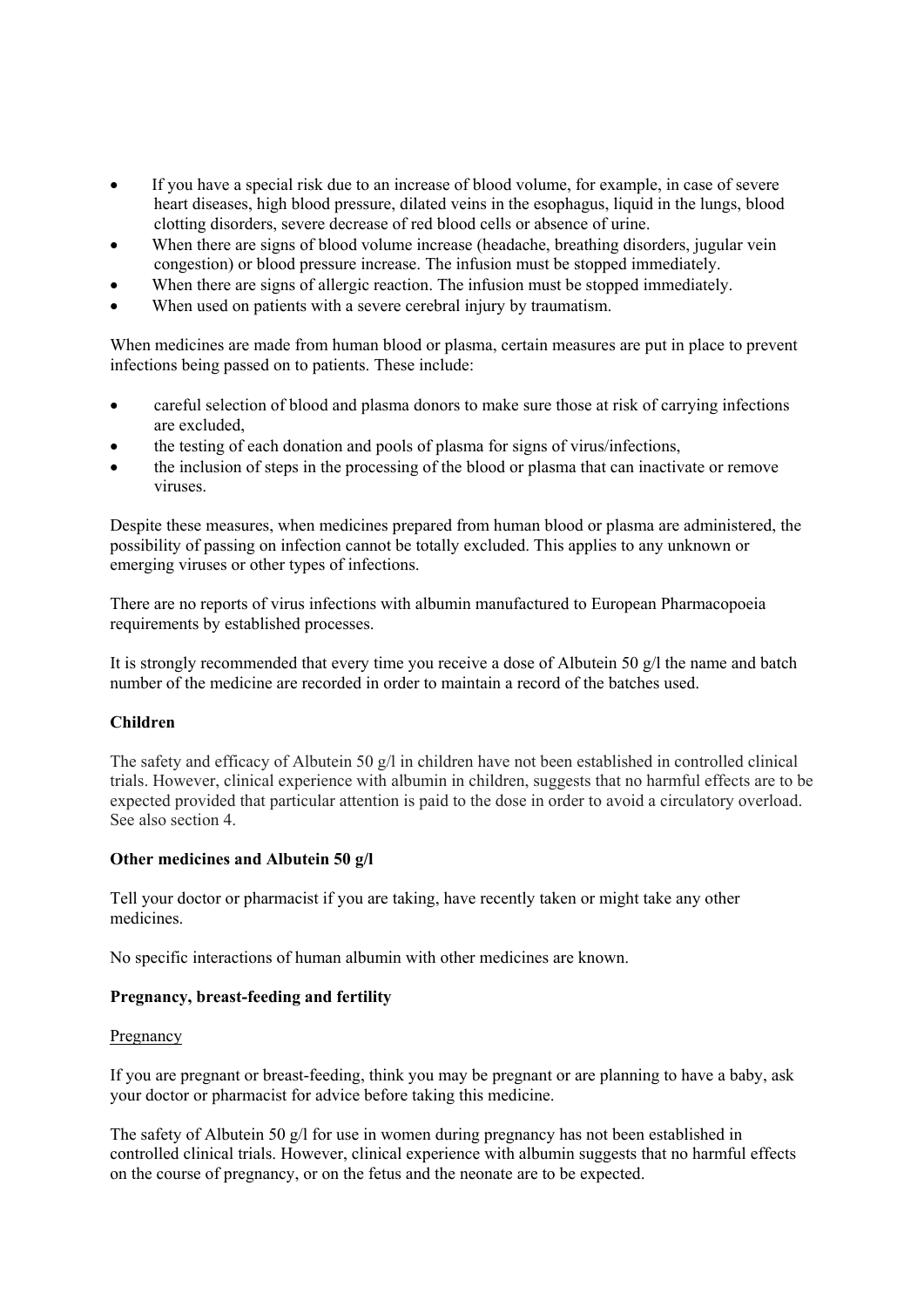- If you have a special risk due to an increase of blood volume, for example, in case of severe heart diseases, high blood pressure, dilated veins in the esophagus, liquid in the lungs, blood clotting disorders, severe decrease of red blood cells or absence of urine.
- When there are signs of blood volume increase (headache, breathing disorders, jugular vein congestion) or blood pressure increase. The infusion must be stopped immediately.
- When there are signs of allergic reaction. The infusion must be stopped immediately.
- When used on patients with a severe cerebral injury by traumatism.

When medicines are made from human blood or plasma, certain measures are put in place to prevent infections being passed on to patients. These include:

- careful selection of blood and plasma donors to make sure those at risk of carrying infections are excluded,
- the testing of each donation and pools of plasma for signs of virus/infections,
- the inclusion of steps in the processing of the blood or plasma that can inactivate or remove viruses.

Despite these measures, when medicines prepared from human blood or plasma are administered, the possibility of passing on infection cannot be totally excluded. This applies to any unknown or emerging viruses or other types of infections.

There are no reports of virus infections with albumin manufactured to European Pharmacopoeia requirements by established processes.

It is strongly recommended that every time you receive a dose of Albutein 50 g/l the name and batch number of the medicine are recorded in order to maintain a record of the batches used.

**Children**

The safety and efficacy of Albutein 50 g/l in children have not been established in controlled clinical trials. However, clinical experience with albumin in children, suggests that no harmful effects are to be expected provided that particular attention is paid to the dose in order to avoid a circulatory overload. See also section 4.

**Other medicines and Albutein 50 g/l**

Tell your doctor or pharmacist if you are taking, have recently taken or might take any other medicines.

No specific interactions of human albumin with other medicines are known.

**Pregnancy, breast-feeding and fertility**

Pregnancy

If you are pregnant or breast-feeding, think you may be pregnant or are planning to have a baby, ask your doctor or pharmacist for advice before taking this medicine.

The safety of Albutein 50 g/l for use in women during pregnancy has not been established in controlled clinical trials. However, clinical experience with albumin suggests that no harmful effects on the course of pregnancy, or on the fetus and the neonate are to be expected.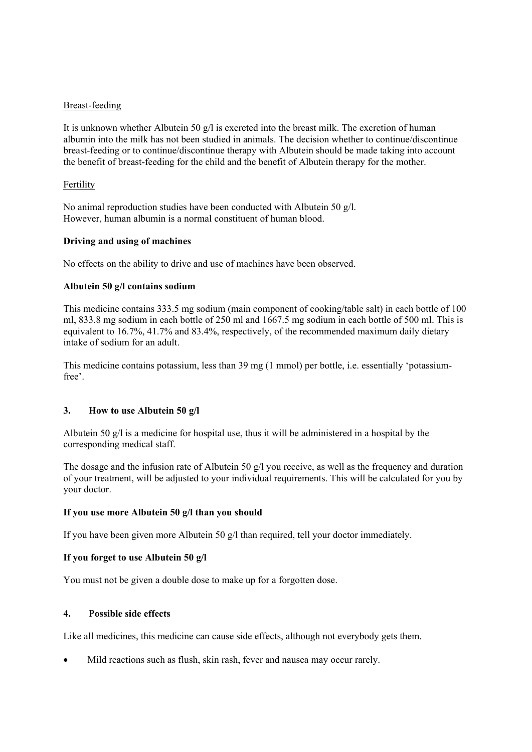Breast-feeding

It is unknown whether Albutein 50 g/l is excreted into the breast milk. The excretion of human albumin into the milk has not been studied in animals. The decision whether to continue/discontinue breast-feeding or to continue/discontinue therapy with Albutein should be made taking into account the benefit of breast-feeding for the child and the benefit of Albutein therapy for the mother.

Fertility

No animal reproduction studies have been conducted with Albutein 50 g/l.
However, human albumin is a normal constituent of human blood.

**Driving and using of machines**

No effects on the ability to drive and use of machines have been observed.

**Albutein 50 g/l contains sodium**

This medicine contains 333.5 mg sodium (main component of cooking/table salt) in each bottle of 100 ml, 833.8 mg sodium in each bottle of 250 ml and 1667.5 mg sodium in each bottle of 500 ml. This is equivalent to 16.7%, 41.7% and 83.4%, respectively, of the recommended maximum daily dietary intake of sodium for an adult.

This medicine contains potassium, less than 39 mg (1 mmol) per bottle, i.e. essentially 'potassium-free'.

## 3. How to use Albutein 50 g/l

Albutein 50 g/l is a medicine for hospital use, thus it will be administered in a hospital by the corresponding medical staff.

The dosage and the infusion rate of Albutein 50 g/l you receive, as well as the frequency and duration of your treatment, will be adjusted to your individual requirements. This will be calculated for you by your doctor.

**If you use more Albutein 50 g/l than you should**

If you have been given more Albutein 50 g/l than required, tell your doctor immediately.

**If you forget to use Albutein 50 g/l**

You must not be given a double dose to make up for a forgotten dose.

## 4. Possible side effects

Like all medicines, this medicine can cause side effects, although not everybody gets them.

- Mild reactions such as flush, skin rash, fever and nausea may occur rarely.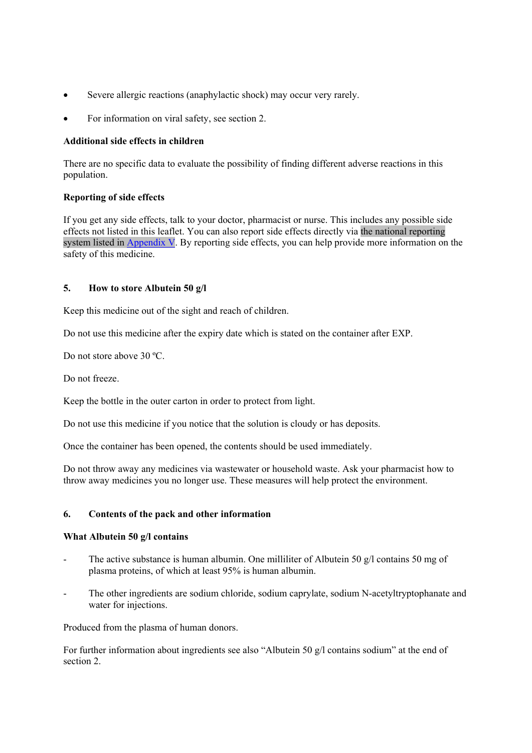- Severe allergic reactions (anaphylactic shock) may occur very rarely.
- For information on viral safety, see section 2.

**Additional side effects in children**

There are no specific data to evaluate the possibility of finding different adverse reactions in this population.

**Reporting of side effects**

If you get any side effects, talk to your doctor, pharmacist or nurse. This includes any possible side effects not listed in this leaflet. You can also report side effects directly via the national reporting system listed in Appendix V. By reporting side effects, you can help provide more information on the safety of this medicine.

## 5. How to store Albutein 50 g/l

Keep this medicine out of the sight and reach of children.

Do not use this medicine after the expiry date which is stated on the container after EXP.

Do not store above 30 ºC.

Do not freeze.

Keep the bottle in the outer carton in order to protect from light.

Do not use this medicine if you notice that the solution is cloudy or has deposits.

Once the container has been opened, the contents should be used immediately.

Do not throw away any medicines via wastewater or household waste. Ask your pharmacist how to throw away medicines you no longer use. These measures will help protect the environment.

## 6. Contents of the pack and other information

**What Albutein 50 g/l contains**

- The active substance is human albumin. One milliliter of Albutein 50 g/l contains 50 mg of plasma proteins, of which at least 95% is human albumin.
- The other ingredients are sodium chloride, sodium caprylate, sodium N-acetyltryptophanate and water for injections.

Produced from the plasma of human donors.

For further information about ingredients see also "Albutein 50 g/l contains sodium" at the end of section 2.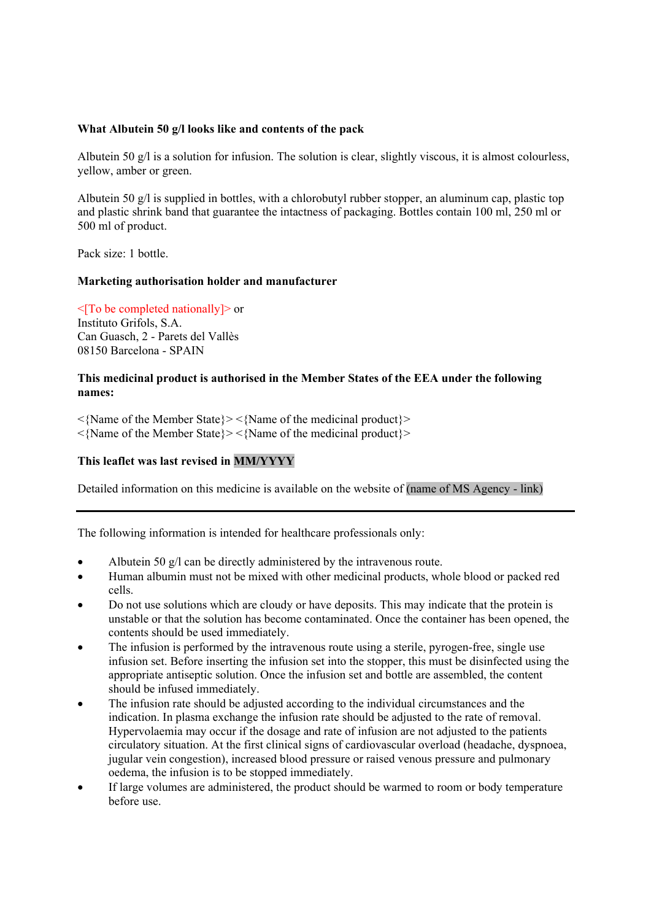**What Albutein 50 g/l looks like and contents of the pack**

Albutein 50 g/l is a solution for infusion. The solution is clear, slightly viscous, it is almost colourless, yellow, amber or green.

Albutein 50 g/l is supplied in bottles, with a chlorobutyl rubber stopper, an aluminum cap, plastic top and plastic shrink band that guarantee the intactness of packaging. Bottles contain 100 ml, 250 ml or 500 ml of product.

Pack size: 1 bottle.

**Marketing authorisation holder and manufacturer**

<[To be completed nationally]> or
Instituto Grifols, S.A.
Can Guasch, 2 - Parets del Vallès
08150 Barcelona - SPAIN

**This medicinal product is authorised in the Member States of the EEA under the following names:**

<{Name of the Member State}> <{Name of the medicinal product}>
<{Name of the Member State}> <{Name of the medicinal product}>

**This leaflet was last revised in MM/YYYY**

Detailed information on this medicine is available on the website of (name of MS Agency - link)

---

The following information is intended for healthcare professionals only:

- Albutein 50 g/l can be directly administered by the intravenous route.
- Human albumin must not be mixed with other medicinal products, whole blood or packed red cells.
- Do not use solutions which are cloudy or have deposits. This may indicate that the protein is unstable or that the solution has become contaminated. Once the container has been opened, the contents should be used immediately.
- The infusion is performed by the intravenous route using a sterile, pyrogen-free, single use infusion set. Before inserting the infusion set into the stopper, this must be disinfected using the appropriate antiseptic solution. Once the infusion set and bottle are assembled, the content should be infused immediately.
- The infusion rate should be adjusted according to the individual circumstances and the indication. In plasma exchange the infusion rate should be adjusted to the rate of removal. Hypervolaemia may occur if the dosage and rate of infusion are not adjusted to the patients circulatory situation. At the first clinical signs of cardiovascular overload (headache, dyspnoea, jugular vein congestion), increased blood pressure or raised venous pressure and pulmonary oedema, the infusion is to be stopped immediately.
- If large volumes are administered, the product should be warmed to room or body temperature before use.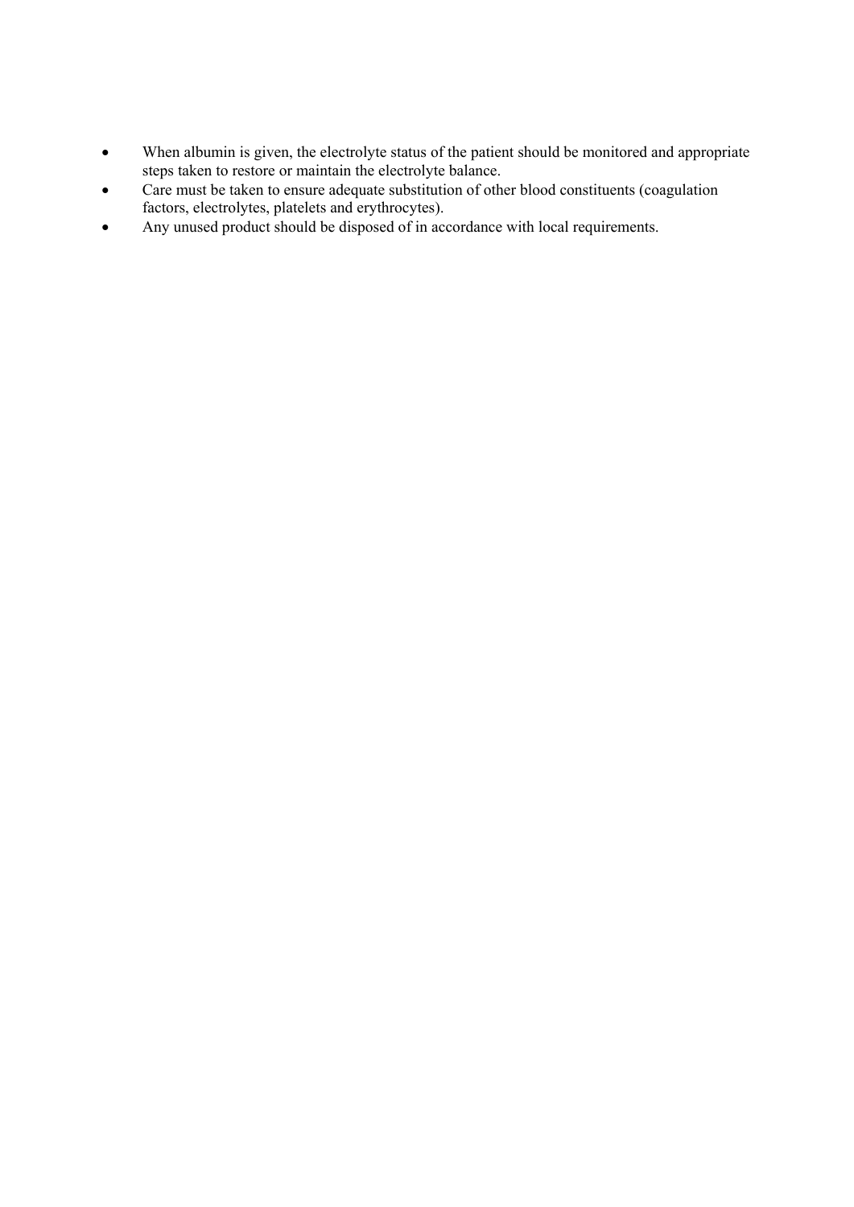- When albumin is given, the electrolyte status of the patient should be monitored and appropriate steps taken to restore or maintain the electrolyte balance.
- Care must be taken to ensure adequate substitution of other blood constituents (coagulation factors, electrolytes, platelets and erythrocytes).
- Any unused product should be disposed of in accordance with local requirements.